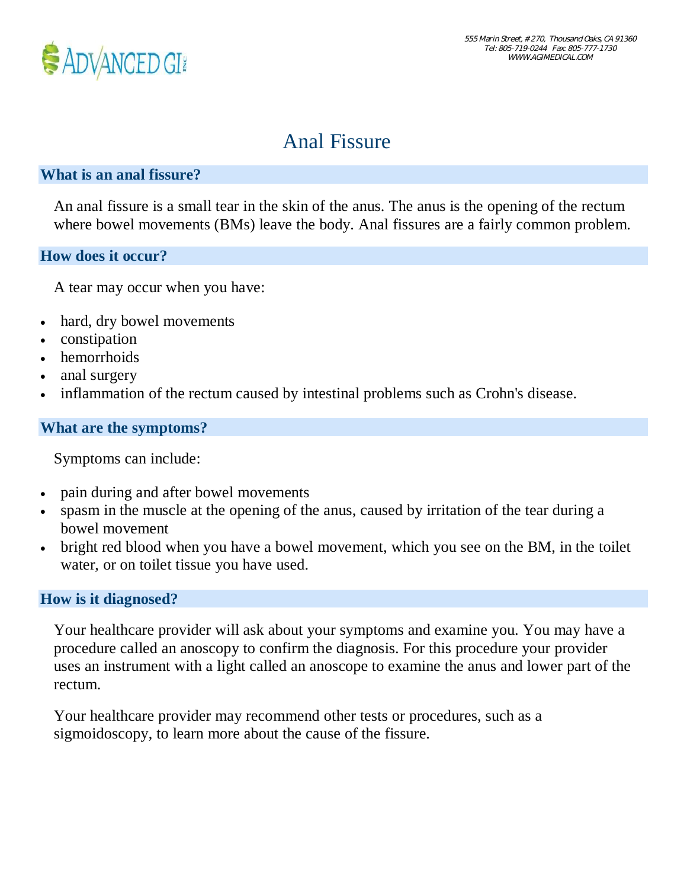555 Marin Street, # 270, Thousand Oaks, CA 91360
Tel: 805-719-0244 Fax: 805-777-1730
WWW.AGIMEDICAL.COM

# Anal Fissure

## What is an anal fissure?

An anal fissure is a small tear in the skin of the anus. The anus is the opening of the rectum where bowel movements (BMs) leave the body. Anal fissures are a fairly common problem.

## How does it occur?

A tear may occur when you have:

- hard, dry bowel movements
- constipation
- hemorrhoids
- anal surgery
- inflammation of the rectum caused by intestinal problems such as Crohn's disease.

## What are the symptoms?

Symptoms can include:

- pain during and after bowel movements
- spasm in the muscle at the opening of the anus, caused by irritation of the tear during a bowel movement
- bright red blood when you have a bowel movement, which you see on the BM, in the toilet water, or on toilet tissue you have used.

## How is it diagnosed?

Your healthcare provider will ask about your symptoms and examine you. You may have a procedure called an anoscopy to confirm the diagnosis. For this procedure your provider uses an instrument with a light called an anoscope to examine the anus and lower part of the rectum.

Your healthcare provider may recommend other tests or procedures, such as a sigmoidoscopy, to learn more about the cause of the fissure.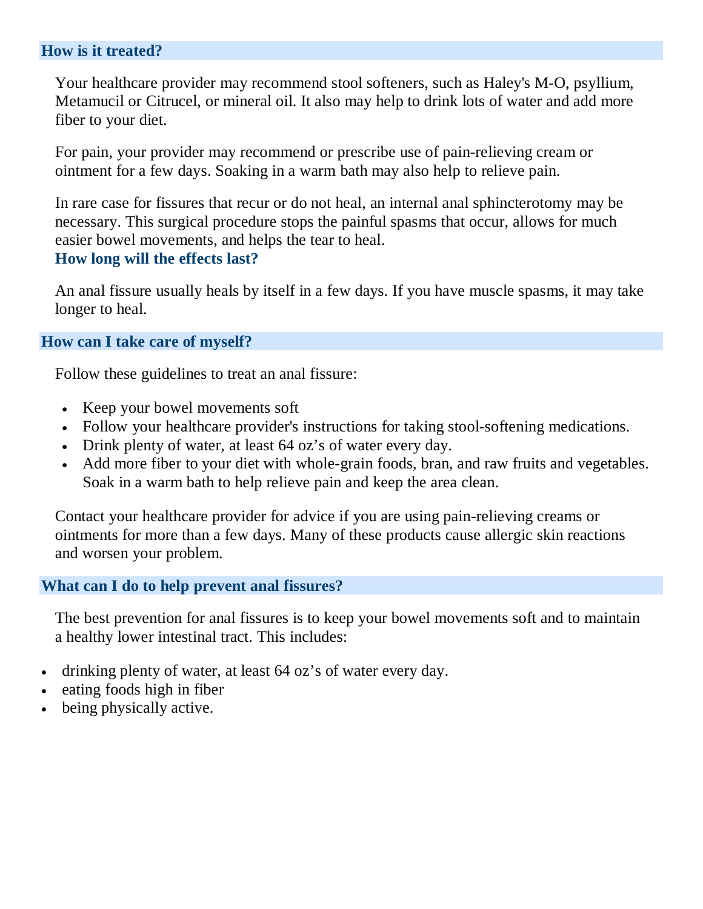## How is it treated?

Your healthcare provider may recommend stool softeners, such as Haley's M-O, psyllium, Metamucil or Citrucel, or mineral oil. It also may help to drink lots of water and add more fiber to your diet.

For pain, your provider may recommend or prescribe use of pain-relieving cream or ointment for a few days. Soaking in a warm bath may also help to relieve pain.

In rare case for fissures that recur or do not heal, an internal anal sphincterotomy may be necessary. This surgical procedure stops the painful spasms that occur, allows for much easier bowel movements, and helps the tear to heal.

## How long will the effects last?

An anal fissure usually heals by itself in a few days. If you have muscle spasms, it may take longer to heal.

## How can I take care of myself?

Follow these guidelines to treat an anal fissure:

- Keep your bowel movements soft
- Follow your healthcare provider's instructions for taking stool-softening medications.
- Drink plenty of water, at least 64 oz's of water every day.
- Add more fiber to your diet with whole-grain foods, bran, and raw fruits and vegetables. Soak in a warm bath to help relieve pain and keep the area clean.

Contact your healthcare provider for advice if you are using pain-relieving creams or ointments for more than a few days. Many of these products cause allergic skin reactions and worsen your problem.

## What can I do to help prevent anal fissures?

The best prevention for anal fissures is to keep your bowel movements soft and to maintain a healthy lower intestinal tract. This includes:

- drinking plenty of water, at least 64 oz's of water every day.
- eating foods high in fiber
- being physically active.